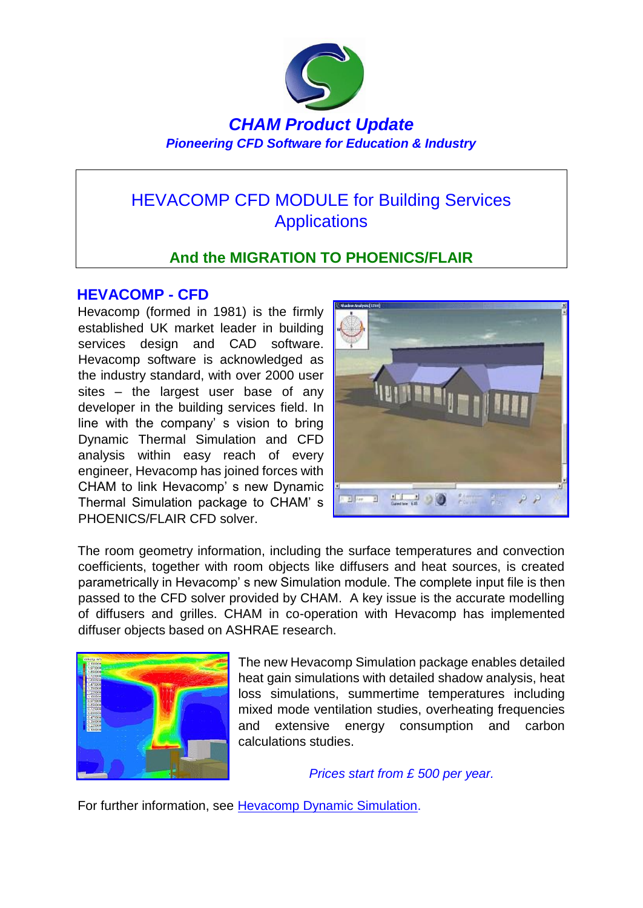# CHAM Product Update

*Pioneering CFD Software for Education & Industry*

## HEVACOMP CFD MODULE for Building Services Applications

### And the MIGRATION TO PHOENICS/FLAIR

## HEVACOMP - CFD

Hevacomp (formed in 1981) is the firmly established UK market leader in building services design and CAD software. Hevacomp software is acknowledged as the industry standard, with over 2000 user sites – the largest user base of any developer in the building services field. In line with the company' s vision to bring Dynamic Thermal Simulation and CFD analysis within easy reach of every engineer, Hevacomp has joined forces with CHAM to link Hevacomp' s new Dynamic Thermal Simulation package to CHAM' s PHOENICS/FLAIR CFD solver.

The room geometry information, including the surface temperatures and convection coefficients, together with room objects like diffusers and heat sources, is created parametrically in Hevacomp' s new Simulation module. The complete input file is then passed to the CFD solver provided by CHAM. A key issue is the accurate modelling of diffusers and grilles. CHAM in co-operation with Hevacomp has implemented diffuser objects based on ASHRAE research.

The new Hevacomp Simulation package enables detailed heat gain simulations with detailed shadow analysis, heat loss simulations, summertime temperatures including mixed mode ventilation studies, overheating frequencies and extensive energy consumption and carbon calculations studies.

*Prices start from £ 500 per year.*

For further information, see [Hevacomp Dynamic Simulation].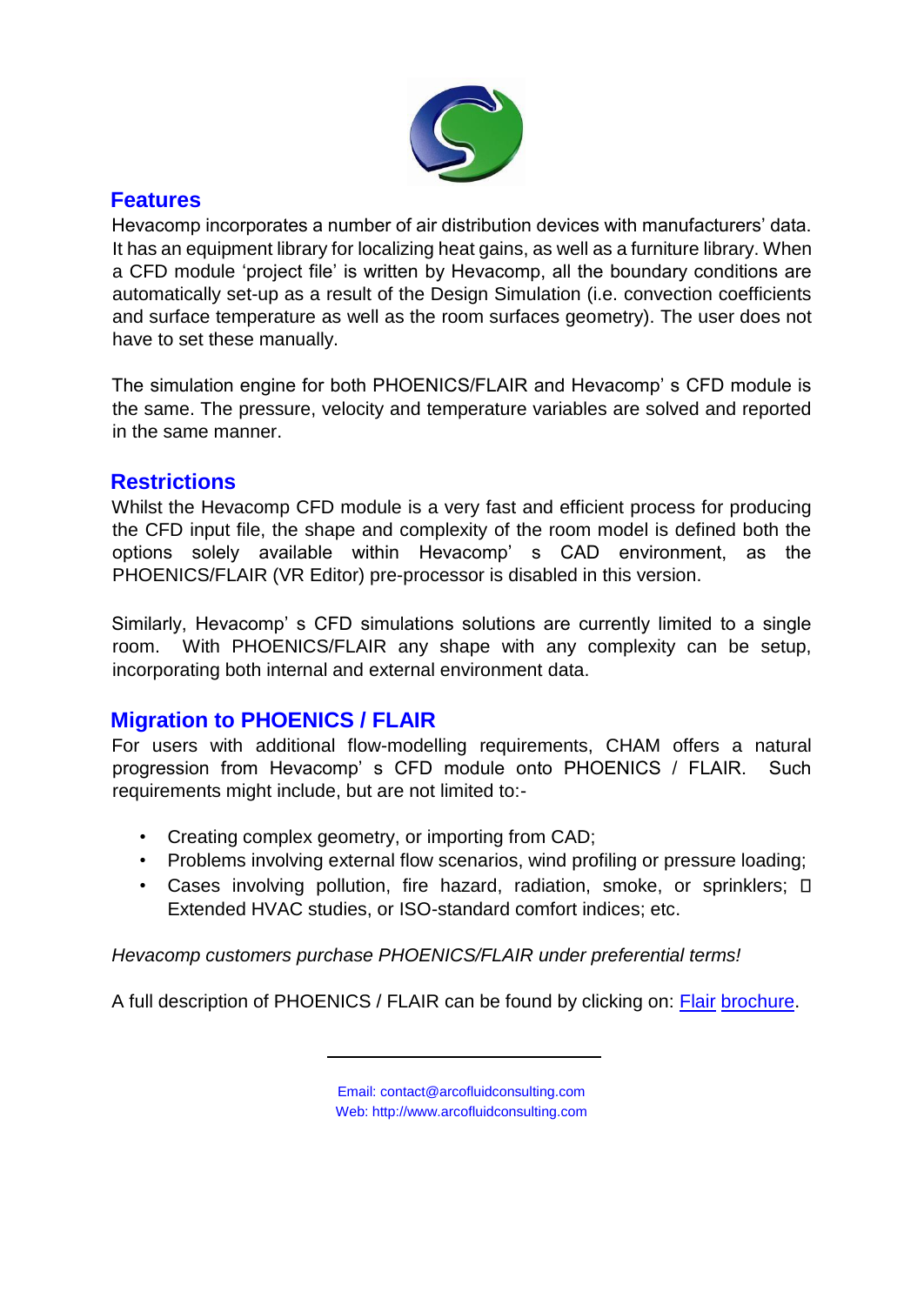## Features

Hevacomp incorporates a number of air distribution devices with manufacturers' data. It has an equipment library for localizing heat gains, as well as a furniture library. When a CFD module 'project file' is written by Hevacomp, all the boundary conditions are automatically set-up as a result of the Design Simulation (i.e. convection coefficients and surface temperature as well as the room surfaces geometry). The user does not have to set these manually.

The simulation engine for both PHOENICS/FLAIR and Hevacomp' s CFD module is the same. The pressure, velocity and temperature variables are solved and reported in the same manner.

## Restrictions

Whilst the Hevacomp CFD module is a very fast and efficient process for producing the CFD input file, the shape and complexity of the room model is defined both the options solely available within Hevacomp' s CAD environment, as the PHOENICS/FLAIR (VR Editor) pre-processor is disabled in this version.

Similarly, Hevacomp' s CFD simulations solutions are currently limited to a single room. With PHOENICS/FLAIR any shape with any complexity can be setup, incorporating both internal and external environment data.

## Migration to PHOENICS / FLAIR

For users with additional flow-modelling requirements, CHAM offers a natural progression from Hevacomp' s CFD module onto PHOENICS / FLAIR. Such requirements might include, but are not limited to:-

- Creating complex geometry, or importing from CAD;
- Problems involving external flow scenarios, wind profiling or pressure loading;
- Cases involving pollution, fire hazard, radiation, smoke, or sprinklers;  Extended HVAC studies, or ISO-standard comfort indices; etc.

*Hevacomp customers purchase PHOENICS/FLAIR under preferential terms!*

A full description of PHOENICS / FLAIR can be found by clicking on: Flair brochure.

---

Email: contact@arcofluidconsulting.com
Web: http://www.arcofluidconsulting.com